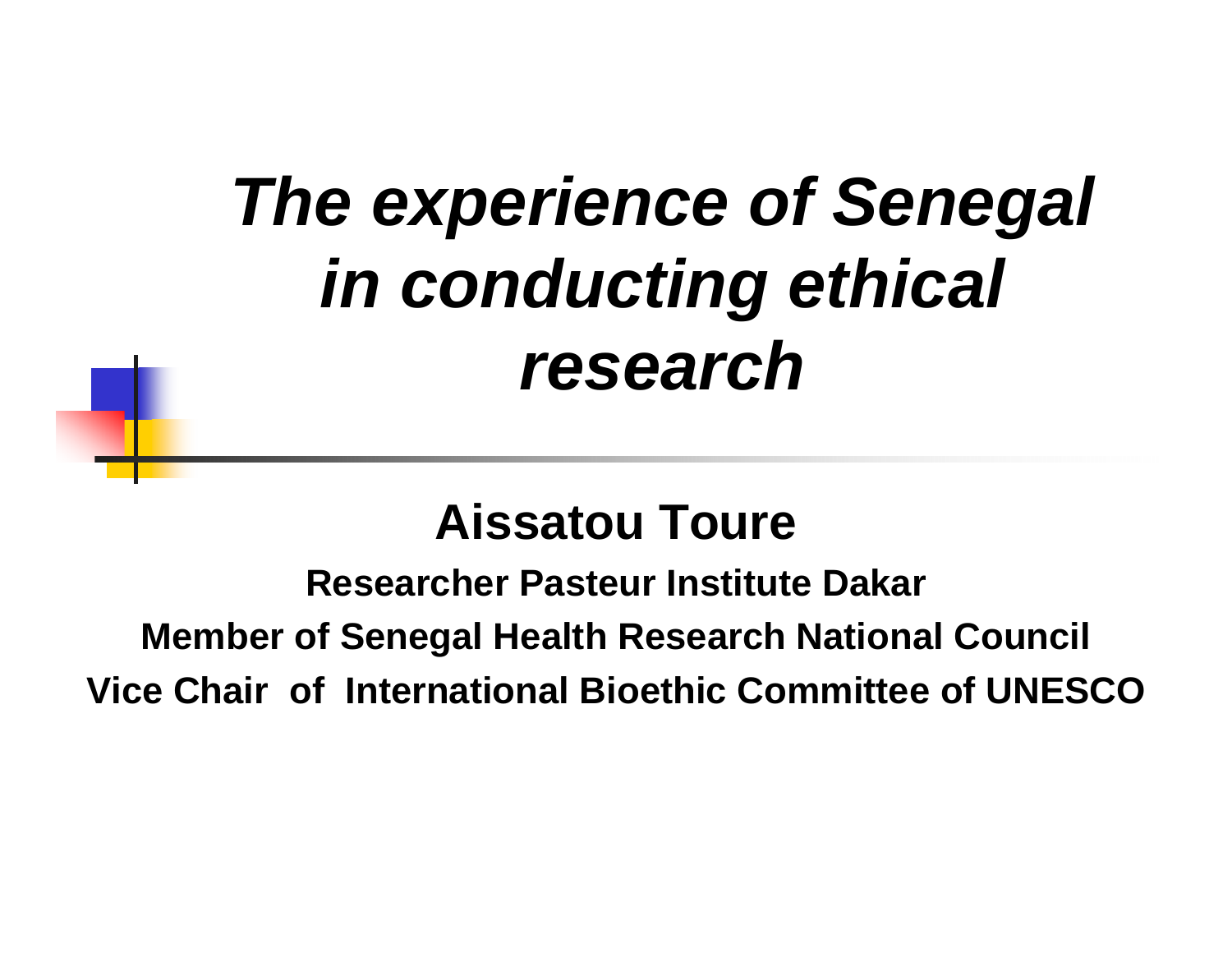# *The experience of Senegal in conducting ethical research*

## Aissatou Toure

**Researcher Pasteur Institute Dakar**

**Member of Senegal Health Research National Council**

**Vice Chair of International Bioethic Committee of UNESCO**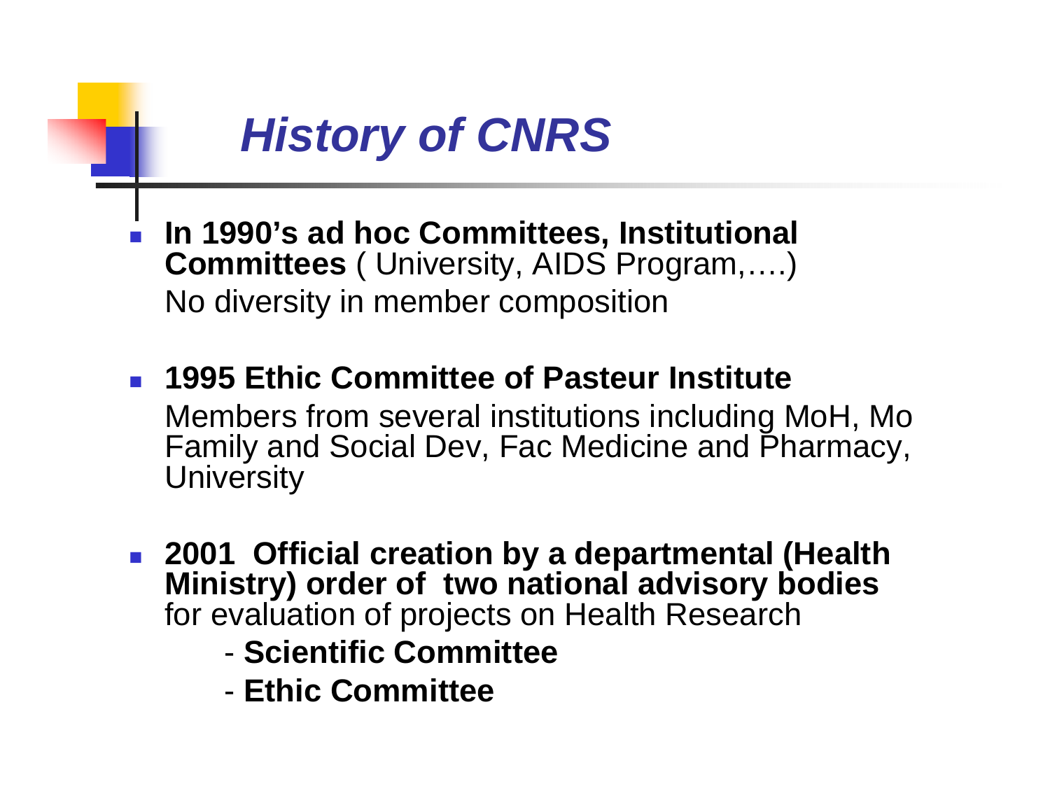# *History of CNRS*

- **In 1990's ad hoc Committees, Institutional Committees** ( University, AIDS Program,….)
  No diversity in member composition

- **1995 Ethic Committee of Pasteur Institute**
  Members from several institutions including MoH, Mo Family and Social Dev, Fac Medicine and Pharmacy, University

- **2001 Official creation by a departmental (Health Ministry) order of two national advisory bodies** for evaluation of projects on Health Research
  - **Scientific Committee**
  - **Ethic Committee**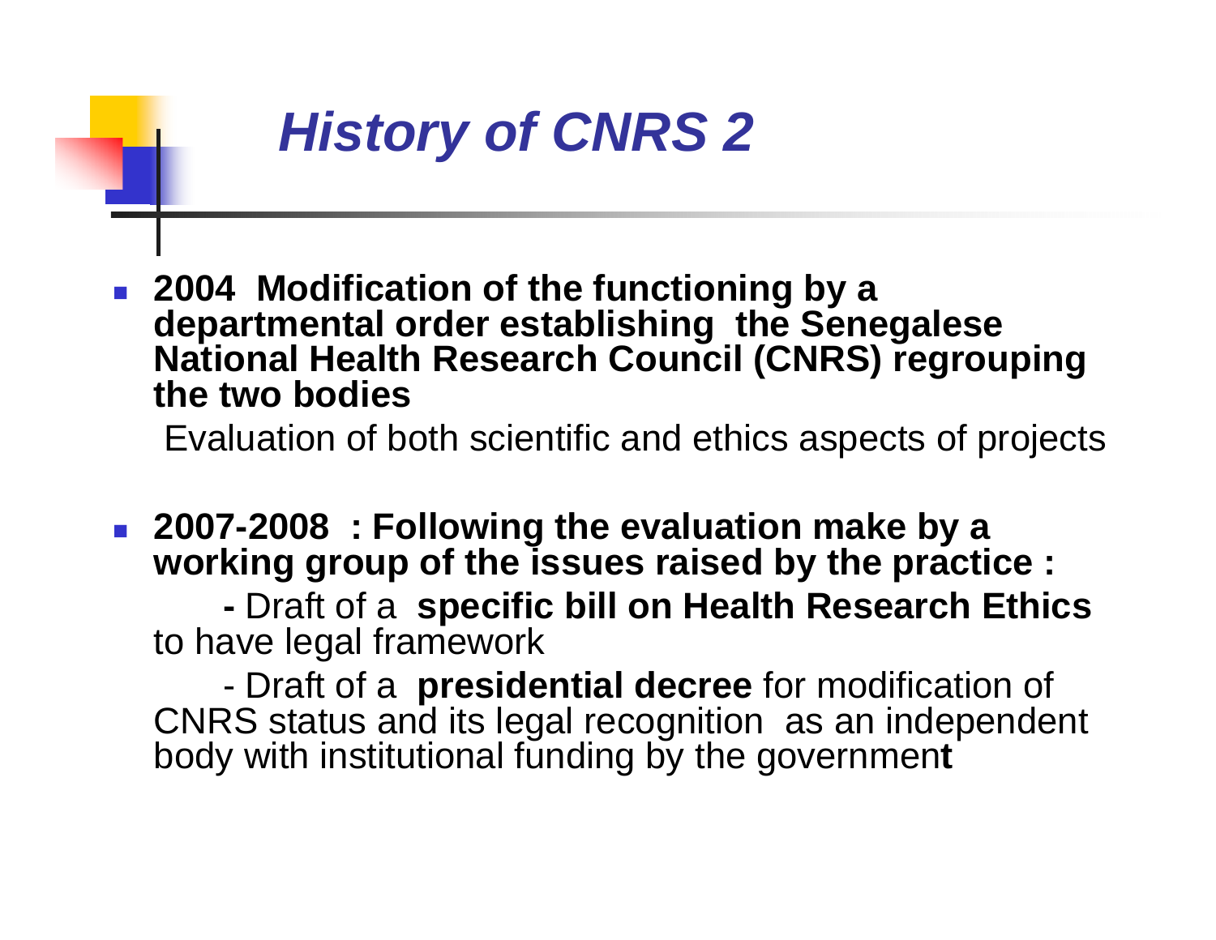# *History of CNRS 2*

- **2004 Modification of the functioning by a departmental order establishing the Senegalese National Health Research Council (CNRS) regrouping the two bodies**

  Evaluation of both scientific and ethics aspects of projects

- **2007-2008 : Following the evaluation make by a working group of the issues raised by the practice :**

  **-** Draft of a **specific bill on Health Research Ethics** to have legal framework

  - Draft of a **presidential decree** for modification of CNRS status and its legal recognition as an independent body with institutional funding by the government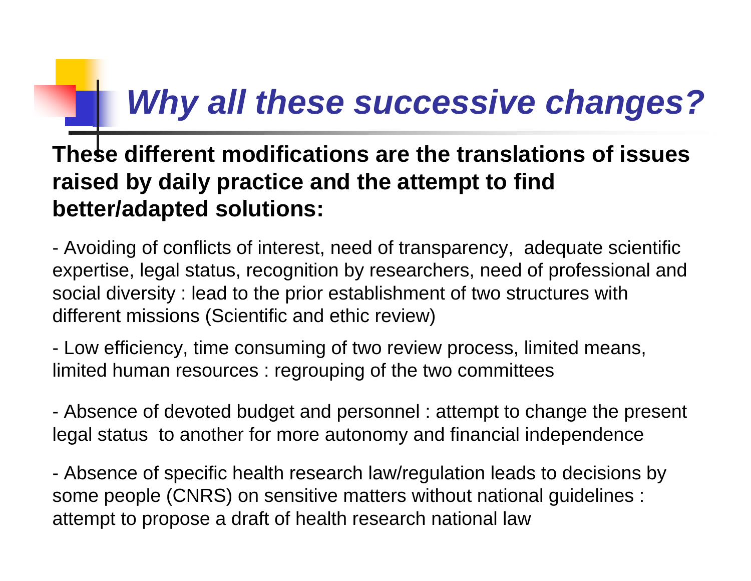# *Why all these successive changes?*

**These different modifications are the translations of issues raised by daily practice and the attempt to find better/adapted solutions:**

- Avoiding of conflicts of interest, need of transparency, adequate scientific expertise, legal status, recognition by researchers, need of professional and social diversity : lead to the prior establishment of two structures with different missions (Scientific and ethic review)

- Low efficiency, time consuming of two review process, limited means, limited human resources : regrouping of the two committees

- Absence of devoted budget and personnel : attempt to change the present legal status to another for more autonomy and financial independence

- Absence of specific health research law/regulation leads to decisions by some people (CNRS) on sensitive matters without national guidelines : attempt to propose a draft of health research national law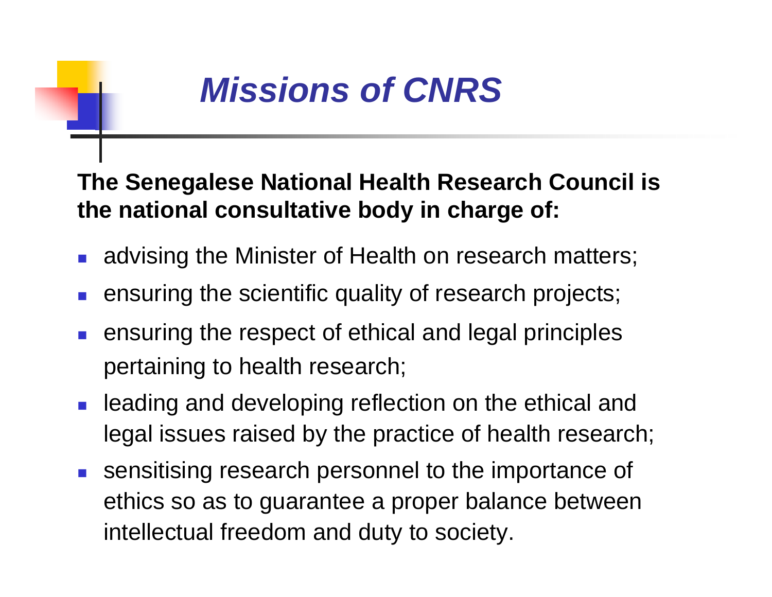# *Missions of CNRS*

**The Senegalese National Health Research Council is the national consultative body in charge of:**

- advising the Minister of Health on research matters;
- ensuring the scientific quality of research projects;
- ensuring the respect of ethical and legal principles pertaining to health research;
- leading and developing reflection on the ethical and legal issues raised by the practice of health research;
- sensitising research personnel to the importance of ethics so as to guarantee a proper balance between intellectual freedom and duty to society.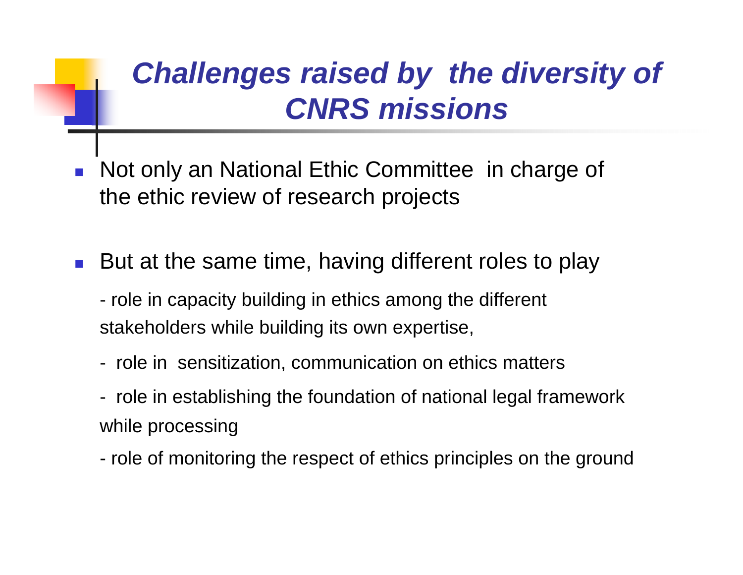# *Challenges raised by the diversity of CNRS missions*

- Not only an National Ethic Committee in charge of the ethic review of research projects

- But at the same time, having different roles to play

  - role in capacity building in ethics among the different stakeholders while building its own expertise,

  - role in sensitization, communication on ethics matters

  - role in establishing the foundation of national legal framework while processing

  - role of monitoring the respect of ethics principles on the ground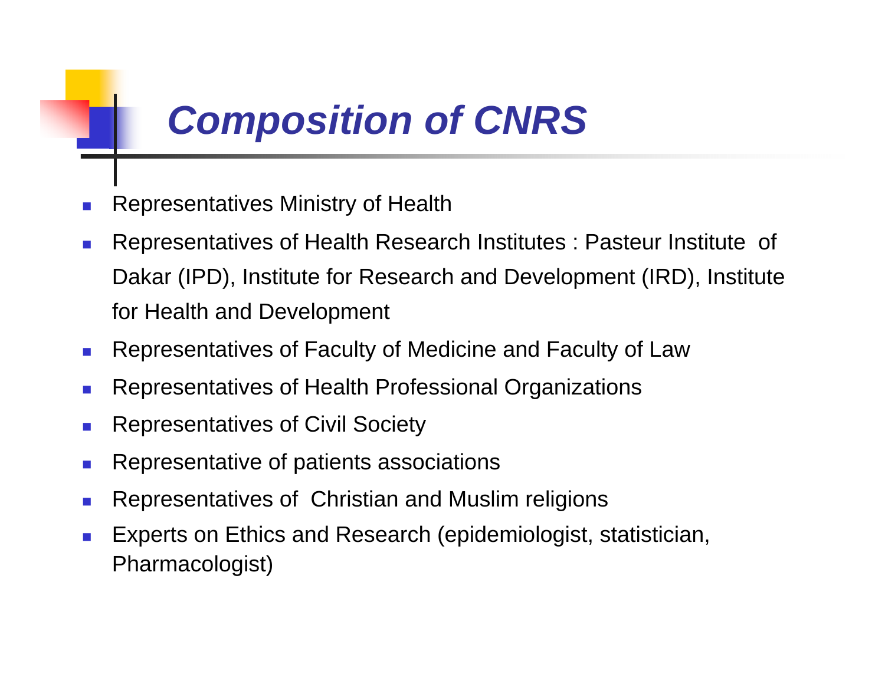# Composition of CNRS

- Representatives Ministry of Health
- Representatives of Health Research Institutes : Pasteur Institute of Dakar (IPD), Institute for Research and Development (IRD), Institute for Health and Development
- Representatives of Faculty of Medicine and Faculty of Law
- Representatives of Health Professional Organizations
- Representatives of Civil Society
- Representative of patients associations
- Representatives of Christian and Muslim religions
- Experts on Ethics and Research (epidemiologist, statistician, Pharmacologist)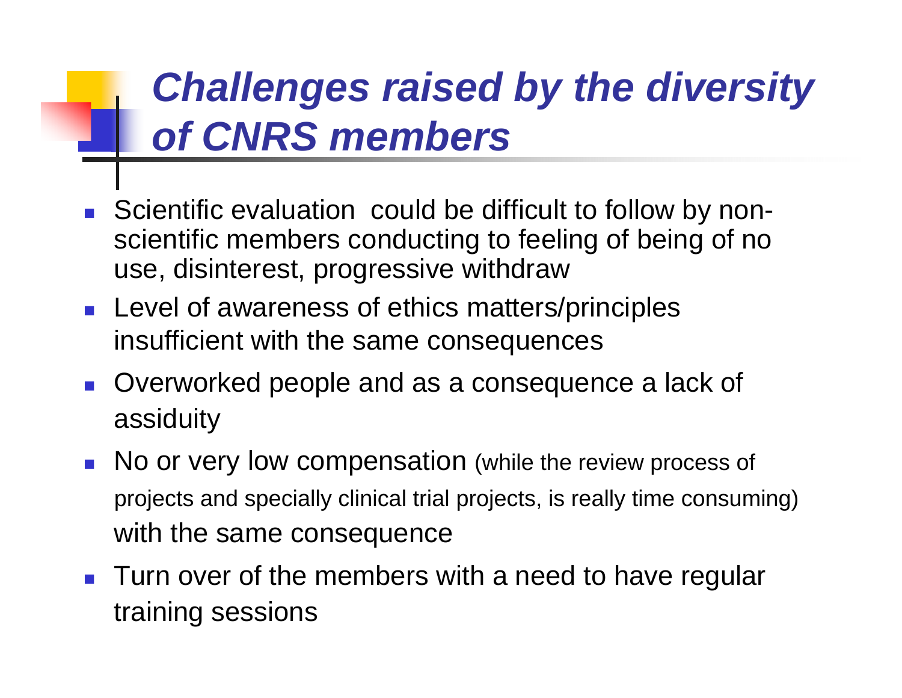# *Challenges raised by the diversity of CNRS members*

- Scientific evaluation could be difficult to follow by non-scientific members conducting to feeling of being of no use, disinterest, progressive withdraw
- Level of awareness of ethics matters/principles insufficient with the same consequences
- Overworked people and as a consequence a lack of assiduity
- No or very low compensation (while the review process of projects and specially clinical trial projects, is really time consuming) with the same consequence
- Turn over of the members with a need to have regular training sessions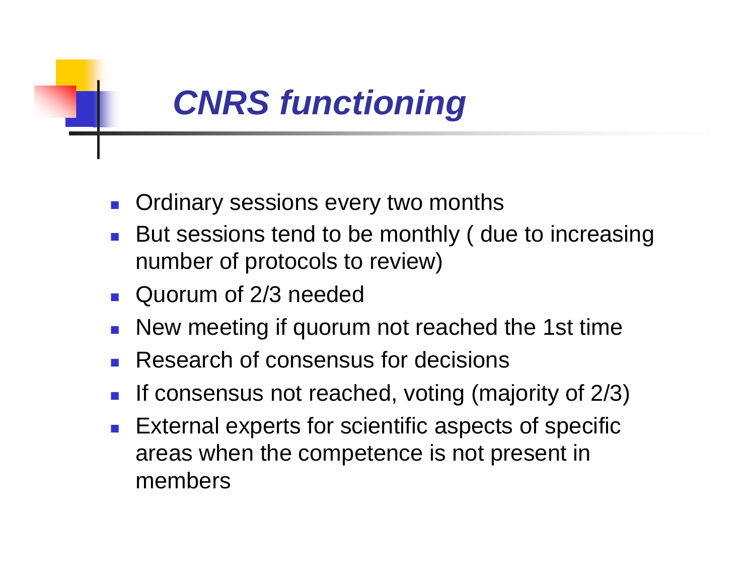# *CNRS functioning*

- Ordinary sessions every two months
- But sessions tend to be monthly ( due to increasing number of protocols to review)
- Quorum of 2/3 needed
- New meeting if quorum not reached the 1st time
- Research of consensus for decisions
- If consensus not reached, voting (majority of 2/3)
- External experts for scientific aspects of specific areas when the competence is not present in members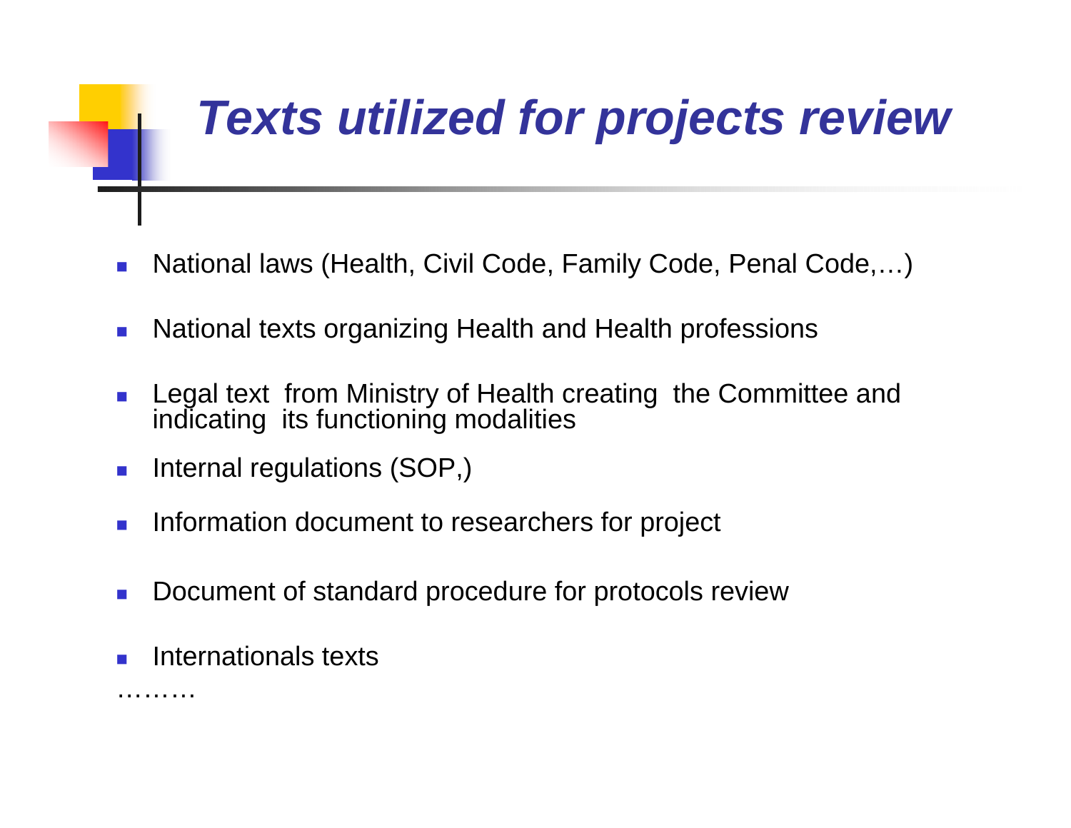# *Texts utilized for projects review*

- National laws (Health, Civil Code, Family Code, Penal Code,…)
- National texts organizing Health and Health professions
- Legal text from Ministry of Health creating the Committee and indicating its functioning modalities
- Internal regulations (SOP,)
- Information document to researchers for project
- Document of standard procedure for protocols review
- Internationals texts

………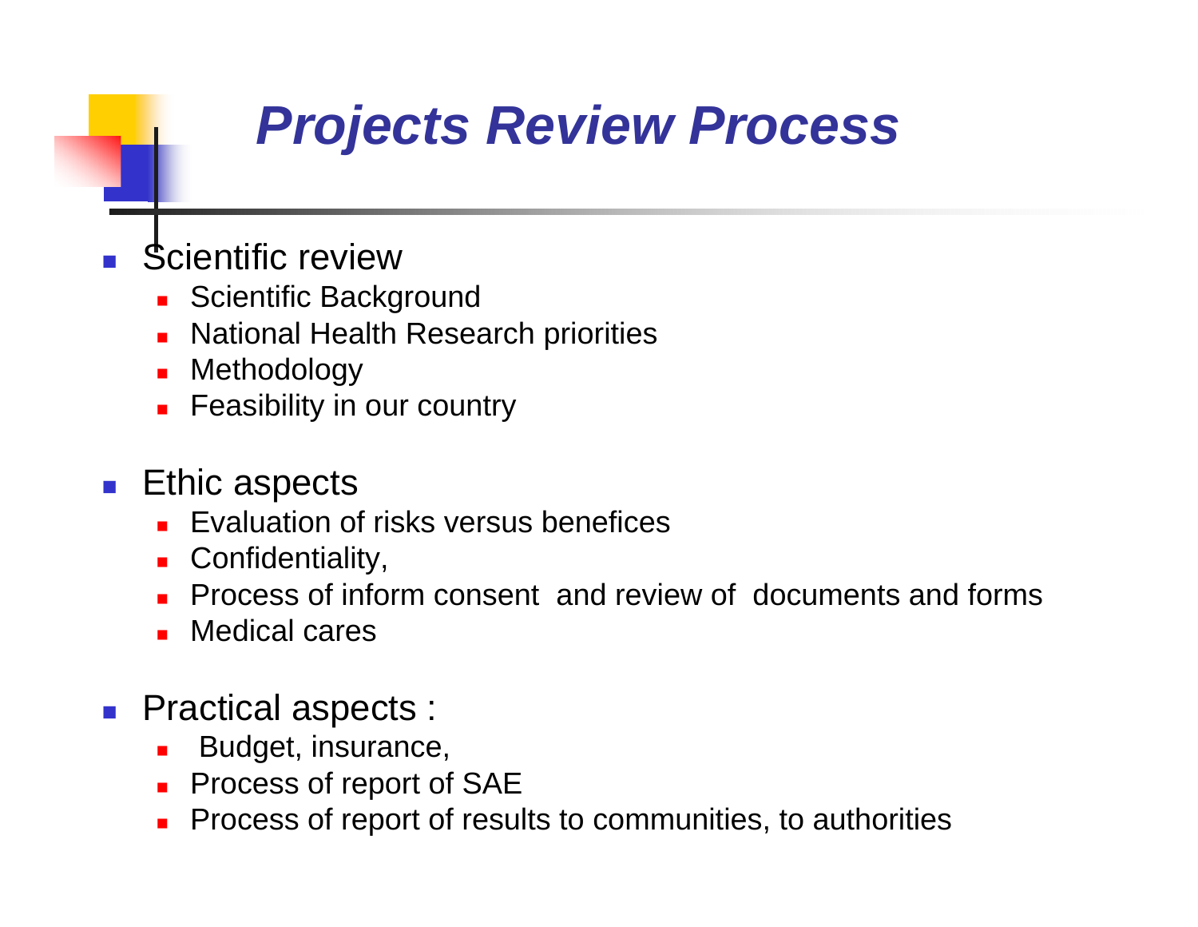# *Projects Review Process*

- Scientific review
  - Scientific Background
  - National Health Research priorities
  - Methodology
  - Feasibility in our country
- Ethic aspects
  - Evaluation of risks versus benefices
  - Confidentiality,
  - Process of inform consent and review of documents and forms
  - Medical cares
- Practical aspects :
  - Budget, insurance,
  - Process of report of SAE
  - Process of report of results to communities, to authorities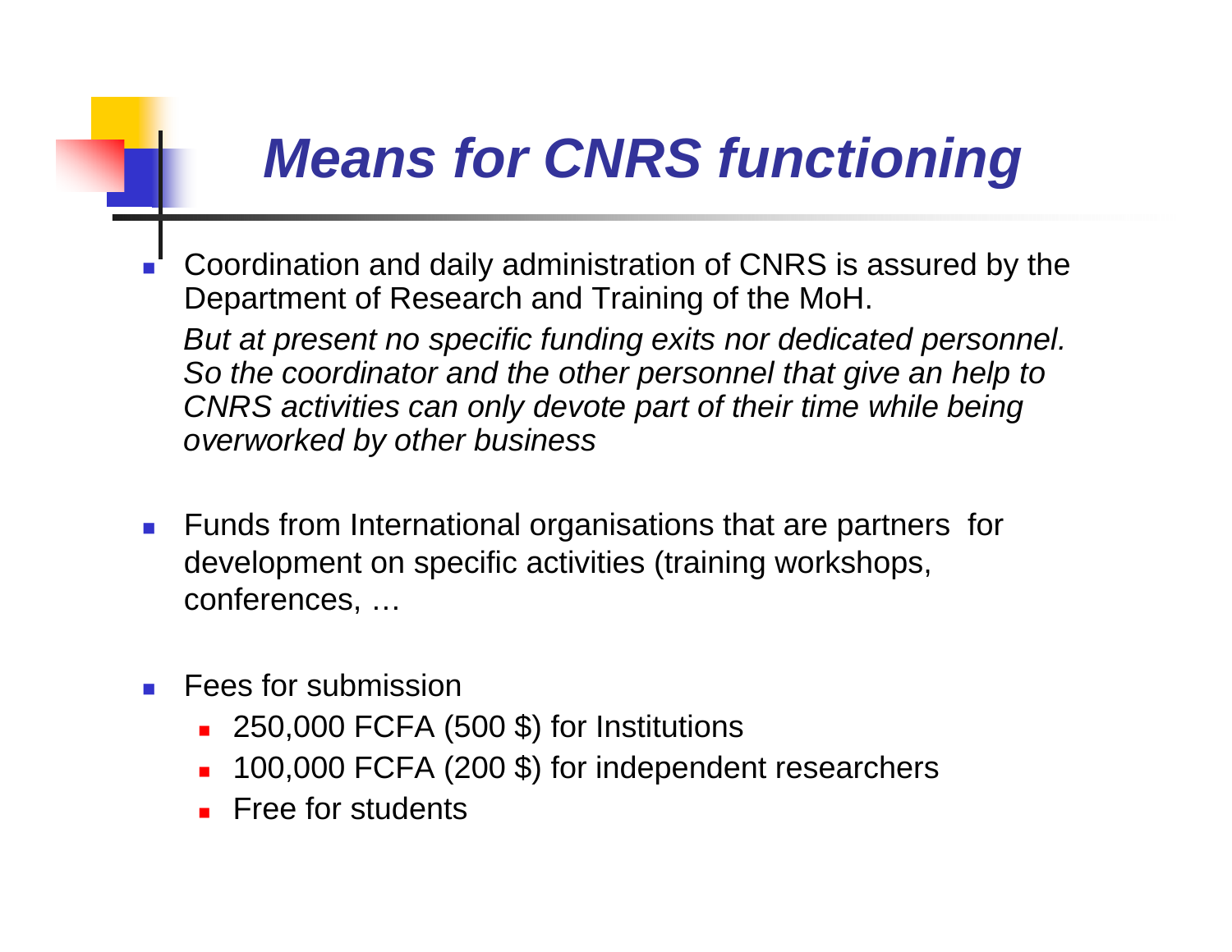# *Means for CNRS functioning*

- Coordination and daily administration of CNRS is assured by the Department of Research and Training of the MoH.

  *But at present no specific funding exits nor dedicated personnel. So the coordinator and the other personnel that give an help to CNRS activities can only devote part of their time while being overworked by other business*

- Funds from International organisations that are partners for development on specific activities (training workshops, conferences, …

- Fees for submission
  - 250,000 FCFA (500 $) for Institutions
  - 100,000 FCFA (200 $) for independent researchers
  - Free for students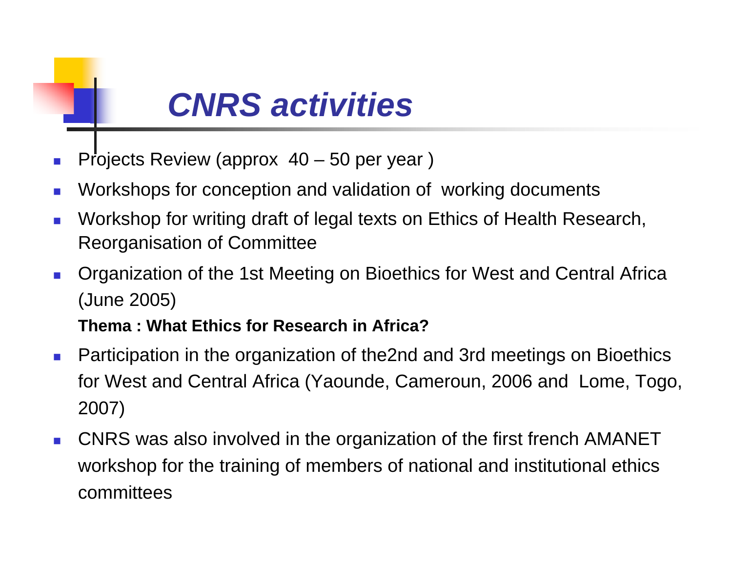# CNRS activities

- Projects Review (approx 40 – 50 per year )
- Workshops for conception and validation of working documents
- Workshop for writing draft of legal texts on Ethics of Health Research, Reorganisation of Committee
- Organization of the 1st Meeting on Bioethics for West and Central Africa (June 2005)

  **Thema : What Ethics for Research in Africa?**
- Participation in the organization of the2nd and 3rd meetings on Bioethics for West and Central Africa (Yaounde, Cameroun, 2006 and Lome, Togo, 2007)
- CNRS was also involved in the organization of the first french AMANET workshop for the training of members of national and institutional ethics committees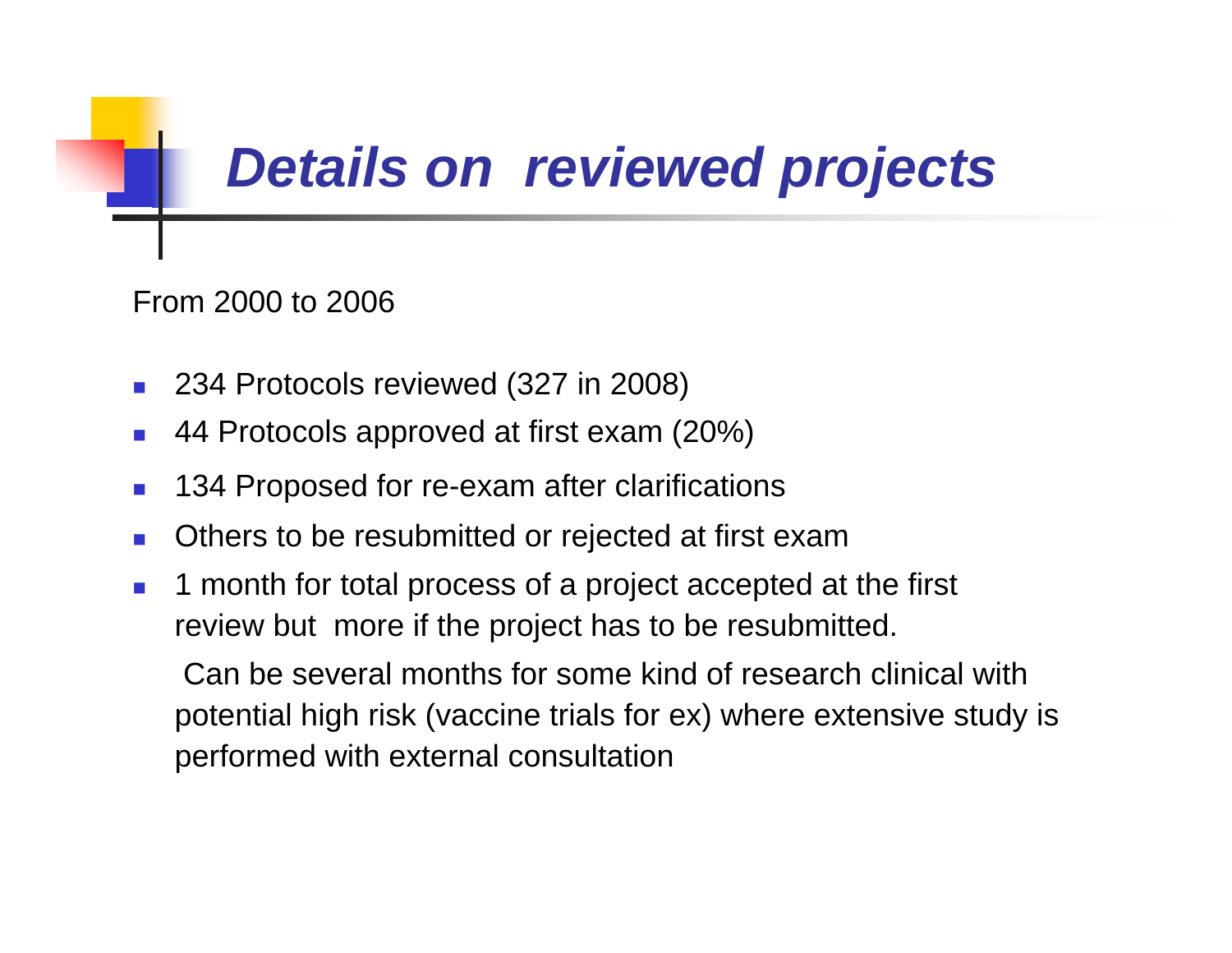# *Details on reviewed projects*

From 2000 to 2006

- 234 Protocols reviewed (327 in 2008)
- 44 Protocols approved at first exam (20%)
- 134 Proposed for re-exam after clarifications
- Others to be resubmitted or rejected at first exam
- 1 month for total process of a project accepted at the first review but more if the project has to be resubmitted.

  Can be several months for some kind of research clinical with potential high risk (vaccine trials for ex) where extensive study is performed with external consultation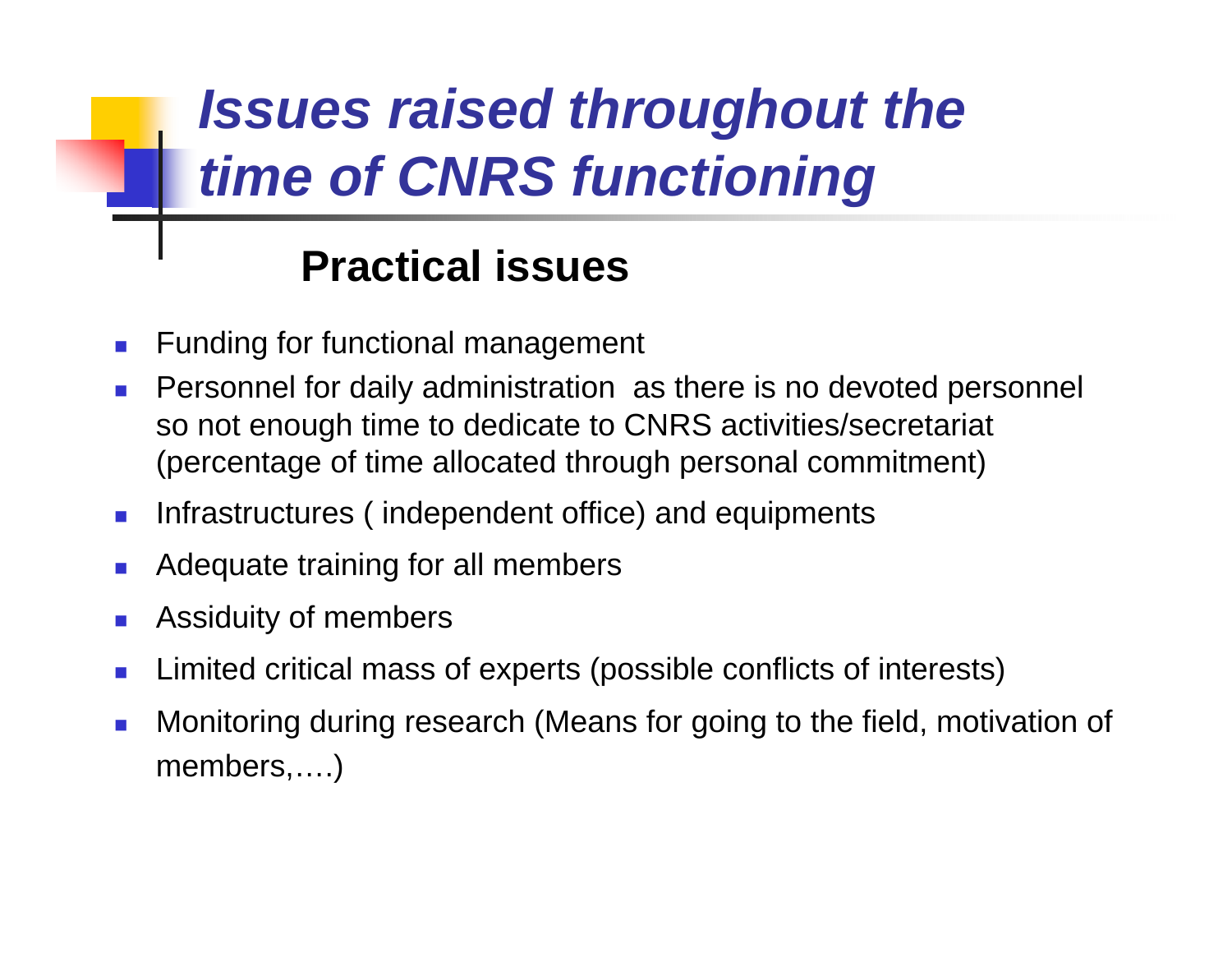# *Issues raised throughout the time of CNRS functioning*

## Practical issues

- Funding for functional management
- Personnel for daily administration as there is no devoted personnel so not enough time to dedicate to CNRS activities/secretariat (percentage of time allocated through personal commitment)
- Infrastructures ( independent office) and equipments
- Adequate training for all members
- Assiduity of members
- Limited critical mass of experts (possible conflicts of interests)
- Monitoring during research (Means for going to the field, motivation of members,….)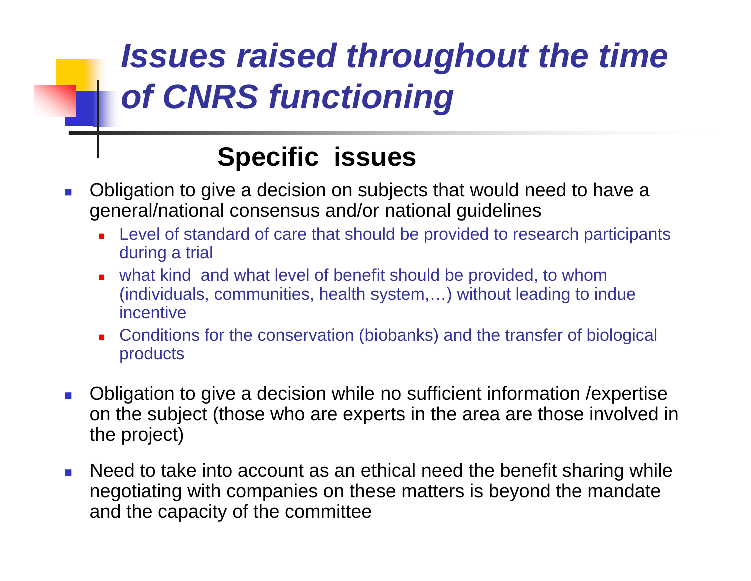# *Issues raised throughout the time of CNRS functioning*

## Specific issues

- Obligation to give a decision on subjects that would need to have a general/national consensus and/or national guidelines
  - Level of standard of care that should be provided to research participants during a trial
  - what kind and what level of benefit should be provided, to whom (individuals, communities, health system,…) without leading to indue incentive
  - Conditions for the conservation (biobanks) and the transfer of biological products
- Obligation to give a decision while no sufficient information /expertise on the subject (those who are experts in the area are those involved in the project)
- Need to take into account as an ethical need the benefit sharing while negotiating with companies on these matters is beyond the mandate and the capacity of the committee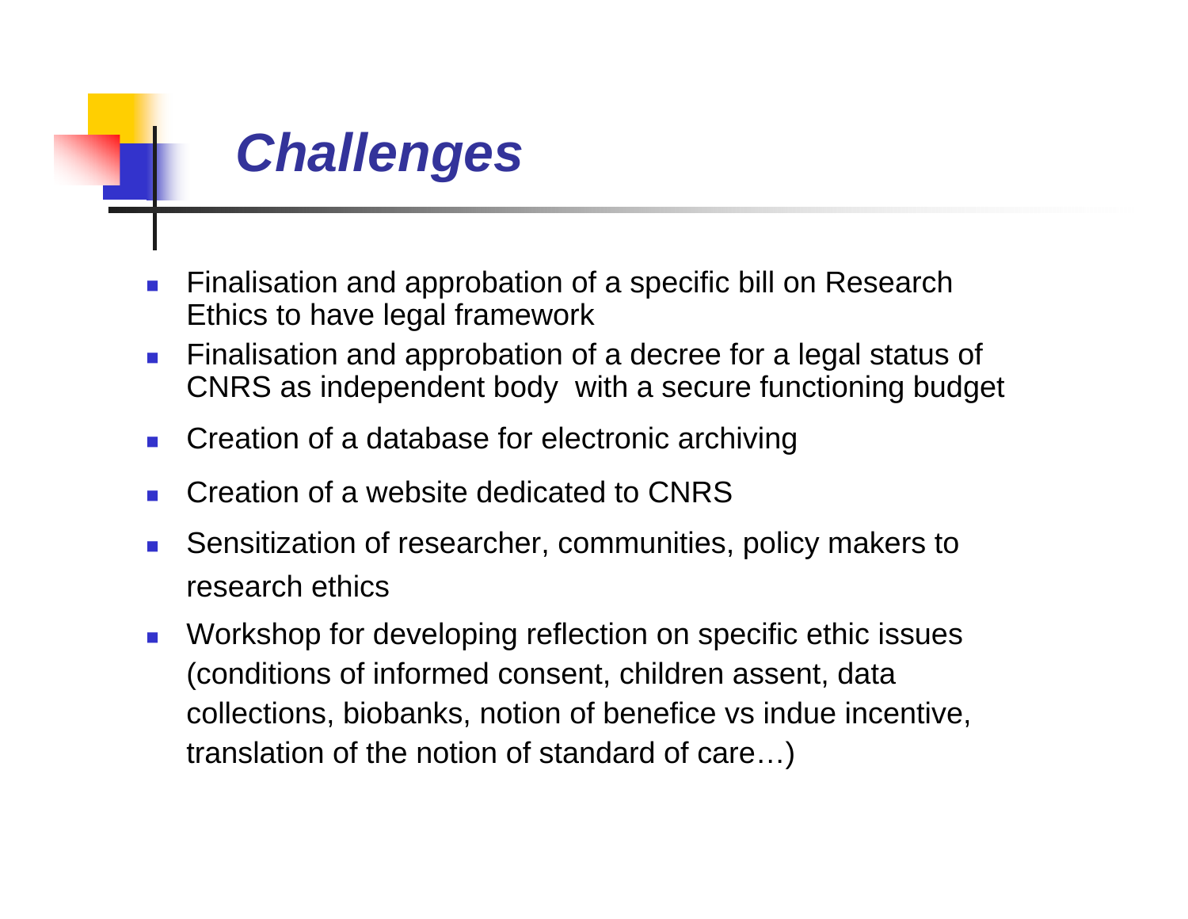# *Challenges*

- Finalisation and approbation of a specific bill on Research Ethics to have legal framework
- Finalisation and approbation of a decree for a legal status of CNRS as independent body  with a secure functioning budget
- Creation of a database for electronic archiving
- Creation of a website dedicated to CNRS
- Sensitization of researcher, communities, policy makers to research ethics
- Workshop for developing reflection on specific ethic issues (conditions of informed consent, children assent, data collections, biobanks, notion of benefice vs indue incentive, translation of the notion of standard of care…)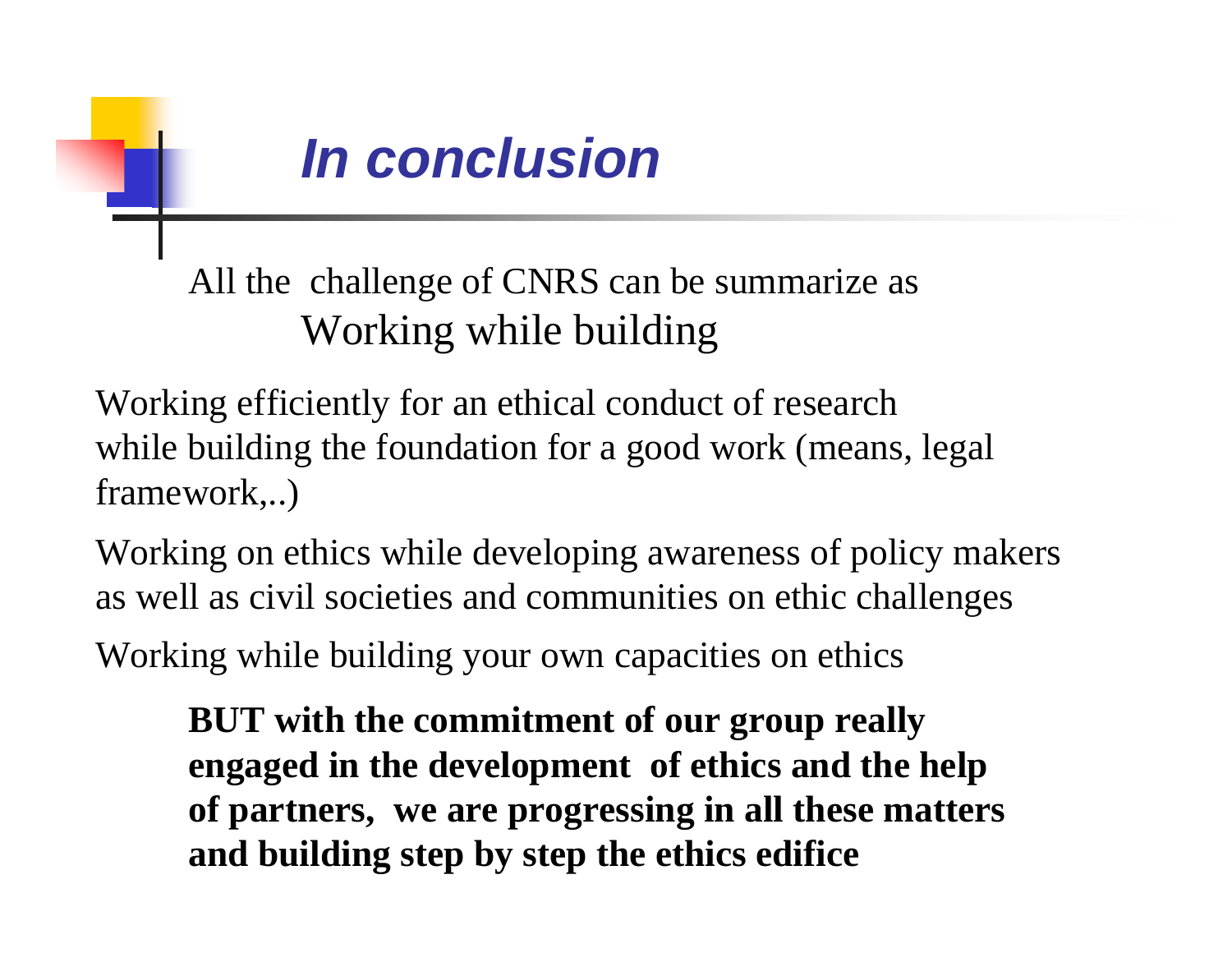# *In conclusion*

All the  challenge of CNRS can be summarize as
Working while building

Working efficiently for an ethical conduct of research while building the foundation for a good work (means, legal framework,..)

Working on ethics while developing awareness of policy makers as well as civil societies and communities on ethic challenges

Working while building your own capacities on ethics

**BUT with the commitment of our group really engaged in the development  of ethics and the help of partners,  we are progressing in all these matters and building step by step the ethics edifice**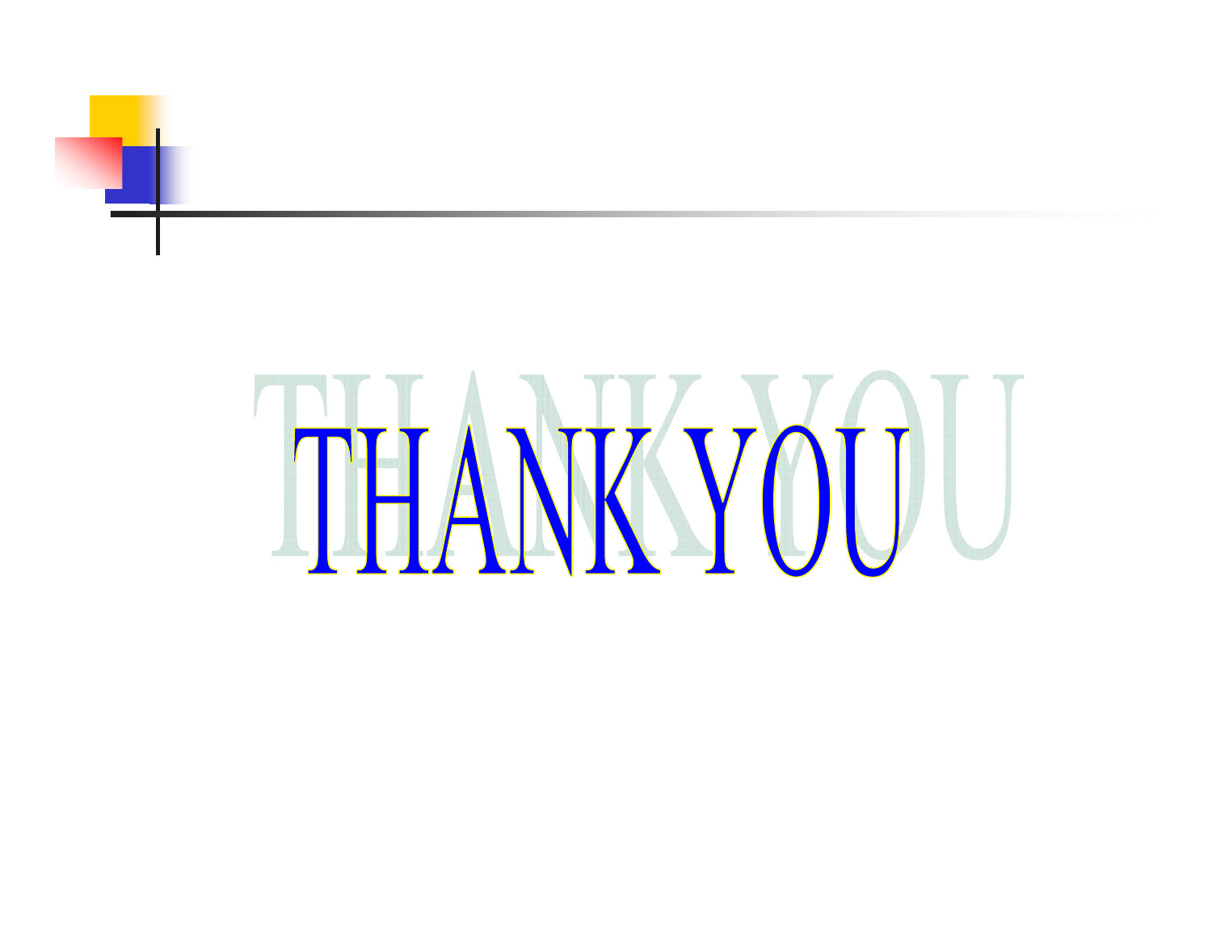# THANK YOU